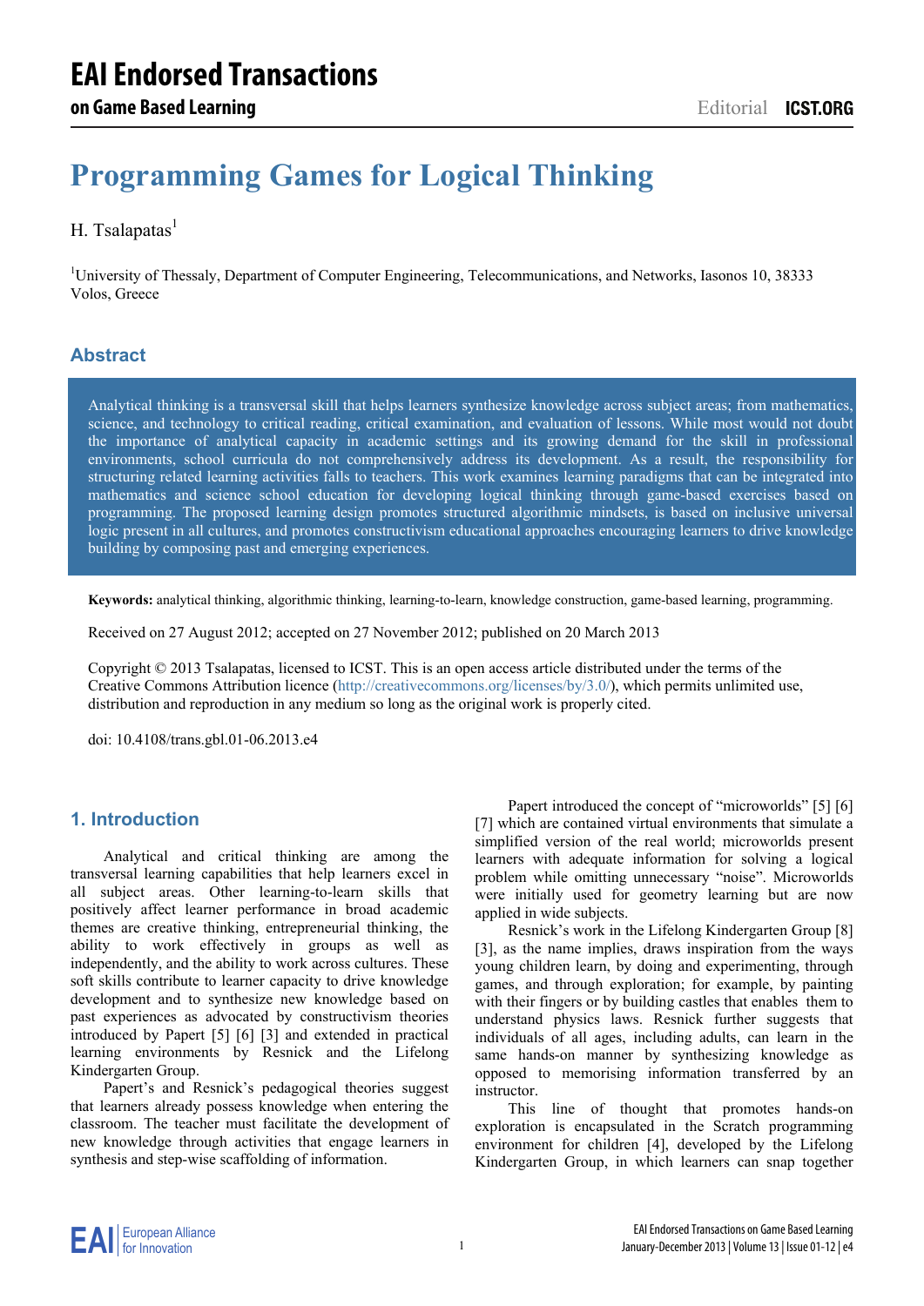# Programming Games for Logical Thinking

H. Tsalapatas[1]

[1]University of Thessaly, Department of Computer Engineering, Telecommunications, and Networks, Iasonos 10, 38333 Volos, Greece

## Abstract

Analytical thinking is a transversal skill that helps learners synthesize knowledge across subject areas; from mathematics, science, and technology to critical reading, critical examination, and evaluation of lessons. While most would not doubt the importance of analytical capacity in academic settings and its growing demand for the skill in professional environments, school curricula do not comprehensively address its development. As a result, the responsibility for structuring related learning activities falls to teachers. This work examines learning paradigms that can be integrated into mathematics and science school education for developing logical thinking through game-based exercises based on programming. The proposed learning design promotes structured algorithmic mindsets, is based on inclusive universal logic present in all cultures, and promotes constructivism educational approaches encouraging learners to drive knowledge building by composing past and emerging experiences.

**Keywords:** analytical thinking, algorithmic thinking, learning-to-learn, knowledge construction, game-based learning, programming.

Received on 27 August 2012; accepted on 27 November 2012; published on 20 March 2013

Copyright © 2013 Tsalapatas, licensed to ICST. This is an open access article distributed under the terms of the Creative Commons Attribution licence (http://creativecommons.org/licenses/by/3.0/), which permits unlimited use, distribution and reproduction in any medium so long as the original work is properly cited.

doi: 10.4108/trans.gbl.01-06.2013.e4

## 1. Introduction

Analytical and critical thinking are among the transversal learning capabilities that help learners excel in all subject areas. Other learning-to-learn skills that positively affect learner performance in broad academic themes are creative thinking, entrepreneurial thinking, the ability to work effectively in groups as well as independently, and the ability to work across cultures. These soft skills contribute to learner capacity to drive knowledge development and to synthesize new knowledge based on past experiences as advocated by constructivism theories introduced by Papert [5] [6] [3] and extended in practical learning environments by Resnick and the Lifelong Kindergarten Group.

Papert's and Resnick's pedagogical theories suggest that learners already possess knowledge when entering the classroom. The teacher must facilitate the development of new knowledge through activities that engage learners in synthesis and step-wise scaffolding of information.

Papert introduced the concept of "microworlds" [5] [6] [7] which are contained virtual environments that simulate a simplified version of the real world; microworlds present learners with adequate information for solving a logical problem while omitting unnecessary "noise". Microworlds were initially used for geometry learning but are now applied in wide subjects.

Resnick's work in the Lifelong Kindergarten Group [8] [3], as the name implies, draws inspiration from the ways young children learn, by doing and experimenting, through games, and through exploration; for example, by painting with their fingers or by building castles that enables them to understand physics laws. Resnick further suggests that individuals of all ages, including adults, can learn in the same hands-on manner by synthesizing knowledge as opposed to memorising information transferred by an instructor.

This line of thought that promotes hands-on exploration is encapsulated in the Scratch programming environment for children [4], developed by the Lifelong Kindergarten Group, in which learners can snap together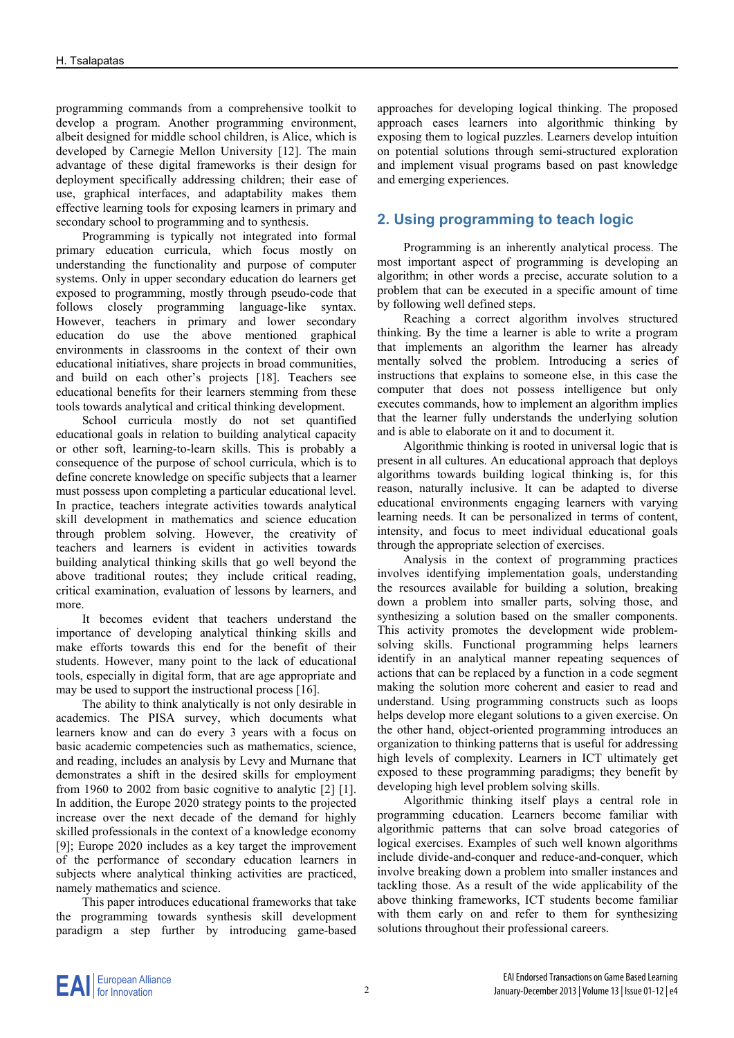programming commands from a comprehensive toolkit to develop a program. Another programming environment, albeit designed for middle school children, is Alice, which is developed by Carnegie Mellon University [12]. The main advantage of these digital frameworks is their design for deployment specifically addressing children; their ease of use, graphical interfaces, and adaptability makes them effective learning tools for exposing learners in primary and secondary school to programming and to synthesis.

Programming is typically not integrated into formal primary education curricula, which focus mostly on understanding the functionality and purpose of computer systems. Only in upper secondary education do learners get exposed to programming, mostly through pseudo-code that follows closely programming language-like syntax. However, teachers in primary and lower secondary education do use the above mentioned graphical environments in classrooms in the context of their own educational initiatives, share projects in broad communities, and build on each other's projects [18]. Teachers see educational benefits for their learners stemming from these tools towards analytical and critical thinking development.

School curricula mostly do not set quantified educational goals in relation to building analytical capacity or other soft, learning-to-learn skills. This is probably a consequence of the purpose of school curricula, which is to define concrete knowledge on specific subjects that a learner must possess upon completing a particular educational level. In practice, teachers integrate activities towards analytical skill development in mathematics and science education through problem solving. However, the creativity of teachers and learners is evident in activities towards building analytical thinking skills that go well beyond the above traditional routes; they include critical reading, critical examination, evaluation of lessons by learners, and more.

It becomes evident that teachers understand the importance of developing analytical thinking skills and make efforts towards this end for the benefit of their students. However, many point to the lack of educational tools, especially in digital form, that are age appropriate and may be used to support the instructional process [16].

The ability to think analytically is not only desirable in academics. The PISA survey, which documents what learners know and can do every 3 years with a focus on basic academic competencies such as mathematics, science, and reading, includes an analysis by Levy and Murnane that demonstrates a shift in the desired skills for employment from 1960 to 2002 from basic cognitive to analytic [2] [1]. In addition, the Europe 2020 strategy points to the projected increase over the next decade of the demand for highly skilled professionals in the context of a knowledge economy [9]; Europe 2020 includes as a key target the improvement of the performance of secondary education learners in subjects where analytical thinking activities are practiced, namely mathematics and science.

This paper introduces educational frameworks that take the programming towards synthesis skill development paradigm a step further by introducing game-based approaches for developing logical thinking. The proposed approach eases learners into algorithmic thinking by exposing them to logical puzzles. Learners develop intuition on potential solutions through semi-structured exploration and implement visual programs based on past knowledge and emerging experiences.

## 2. Using programming to teach logic

Programming is an inherently analytical process. The most important aspect of programming is developing an algorithm; in other words a precise, accurate solution to a problem that can be executed in a specific amount of time by following well defined steps.

Reaching a correct algorithm involves structured thinking. By the time a learner is able to write a program that implements an algorithm the learner has already mentally solved the problem. Introducing a series of instructions that explains to someone else, in this case the computer that does not possess intelligence but only executes commands, how to implement an algorithm implies that the learner fully understands the underlying solution and is able to elaborate on it and to document it.

Algorithmic thinking is rooted in universal logic that is present in all cultures. An educational approach that deploys algorithms towards building logical thinking is, for this reason, naturally inclusive. It can be adapted to diverse educational environments engaging learners with varying learning needs. It can be personalized in terms of content, intensity, and focus to meet individual educational goals through the appropriate selection of exercises.

Analysis in the context of programming practices involves identifying implementation goals, understanding the resources available for building a solution, breaking down a problem into smaller parts, solving those, and synthesizing a solution based on the smaller components. This activity promotes the development wide problem-solving skills. Functional programming helps learners identify in an analytical manner repeating sequences of actions that can be replaced by a function in a code segment making the solution more coherent and easier to read and understand. Using programming constructs such as loops helps develop more elegant solutions to a given exercise. On the other hand, object-oriented programming introduces an organization to thinking patterns that is useful for addressing high levels of complexity. Learners in ICT ultimately get exposed to these programming paradigms; they benefit by developing high level problem solving skills.

Algorithmic thinking itself plays a central role in programming education. Learners become familiar with algorithmic patterns that can solve broad categories of logical exercises. Examples of such well known algorithms include divide-and-conquer and reduce-and-conquer, which involve breaking down a problem into smaller instances and tackling those. As a result of the wide applicability of the above thinking frameworks, ICT students become familiar with them early on and refer to them for synthesizing solutions throughout their professional careers.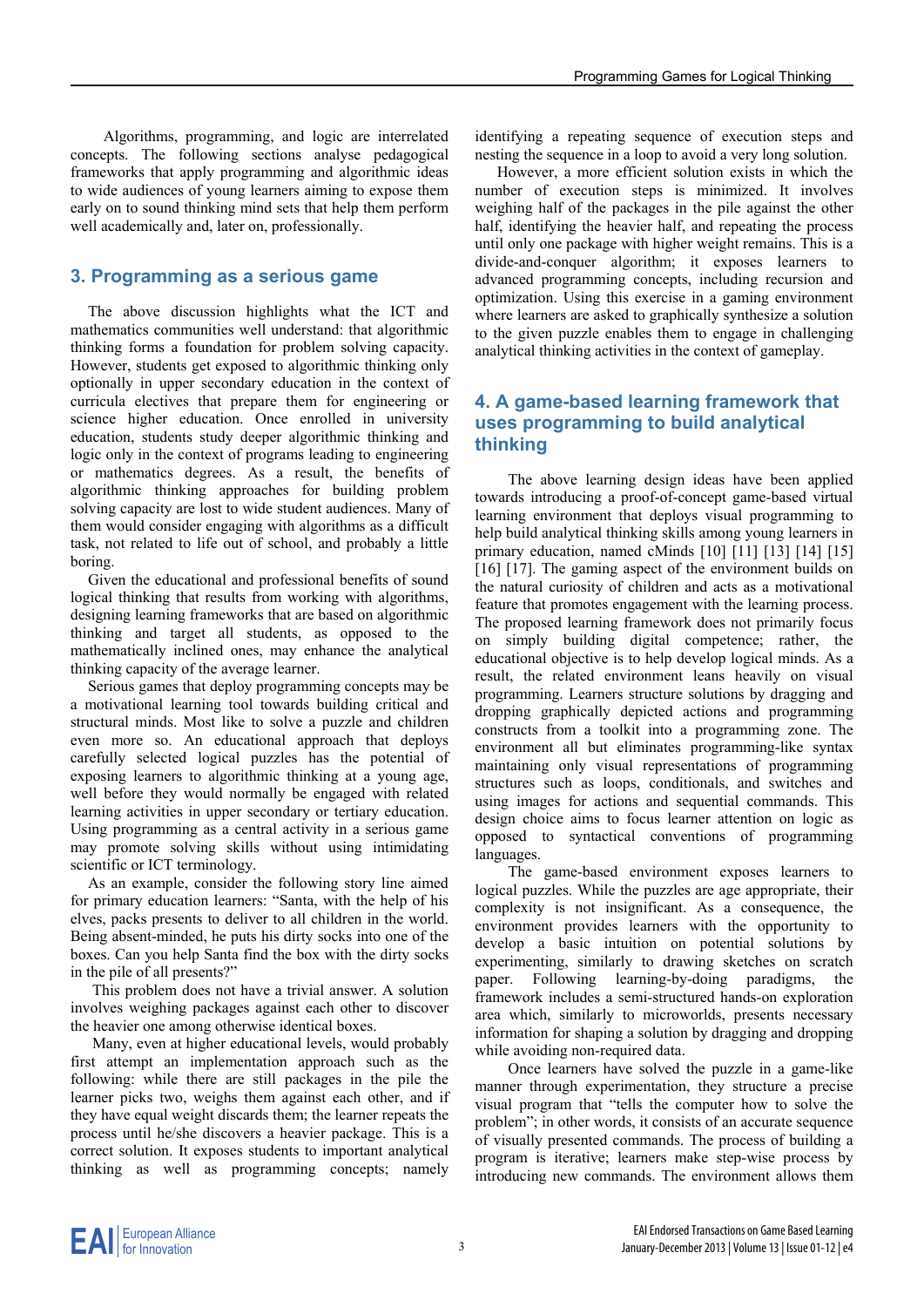Algorithms, programming, and logic are interrelated concepts. The following sections analyse pedagogical frameworks that apply programming and algorithmic ideas to wide audiences of young learners aiming to expose them early on to sound thinking mind sets that help them perform well academically and, later on, professionally.

## 3. Programming as a serious game

The above discussion highlights what the ICT and mathematics communities well understand: that algorithmic thinking forms a foundation for problem solving capacity. However, students get exposed to algorithmic thinking only optionally in upper secondary education in the context of curricula electives that prepare them for engineering or science higher education. Once enrolled in university education, students study deeper algorithmic thinking and logic only in the context of programs leading to engineering or mathematics degrees. As a result, the benefits of algorithmic thinking approaches for building problem solving capacity are lost to wide student audiences. Many of them would consider engaging with algorithms as a difficult task, not related to life out of school, and probably a little boring.

Given the educational and professional benefits of sound logical thinking that results from working with algorithms, designing learning frameworks that are based on algorithmic thinking and target all students, as opposed to the mathematically inclined ones, may enhance the analytical thinking capacity of the average learner.

Serious games that deploy programming concepts may be a motivational learning tool towards building critical and structural minds. Most like to solve a puzzle and children even more so. An educational approach that deploys carefully selected logical puzzles has the potential of exposing learners to algorithmic thinking at a young age, well before they would normally be engaged with related learning activities in upper secondary or tertiary education. Using programming as a central activity in a serious game may promote solving skills without using intimidating scientific or ICT terminology.

As an example, consider the following story line aimed for primary education learners: "Santa, with the help of his elves, packs presents to deliver to all children in the world. Being absent-minded, he puts his dirty socks into one of the boxes. Can you help Santa find the box with the dirty socks in the pile of all presents?"

This problem does not have a trivial answer. A solution involves weighing packages against each other to discover the heavier one among otherwise identical boxes.

Many, even at higher educational levels, would probably first attempt an implementation approach such as the following: while there are still packages in the pile the learner picks two, weighs them against each other, and if they have equal weight discards them; the learner repeats the process until he/she discovers a heavier package. This is a correct solution. It exposes students to important analytical thinking as well as programming concepts; namely identifying a repeating sequence of execution steps and nesting the sequence in a loop to avoid a very long solution.

However, a more efficient solution exists in which the number of execution steps is minimized. It involves weighing half of the packages in the pile against the other half, identifying the heavier half, and repeating the process until only one package with higher weight remains. This is a divide-and-conquer algorithm; it exposes learners to advanced programming concepts, including recursion and optimization. Using this exercise in a gaming environment where learners are asked to graphically synthesize a solution to the given puzzle enables them to engage in challenging analytical thinking activities in the context of gameplay.

## 4. A game-based learning framework that uses programming to build analytical thinking

The above learning design ideas have been applied towards introducing a proof-of-concept game-based virtual learning environment that deploys visual programming to help build analytical thinking skills among young learners in primary education, named cMinds [10] [11] [13] [14] [15] [16] [17]. The gaming aspect of the environment builds on the natural curiosity of children and acts as a motivational feature that promotes engagement with the learning process. The proposed learning framework does not primarily focus on simply building digital competence; rather, the educational objective is to help develop logical minds. As a result, the related environment leans heavily on visual programming. Learners structure solutions by dragging and dropping graphically depicted actions and programming constructs from a toolkit into a programming zone. The environment all but eliminates programming-like syntax maintaining only visual representations of programming structures such as loops, conditionals, and switches and using images for actions and sequential commands. This design choice aims to focus learner attention on logic as opposed to syntactical conventions of programming languages.

The game-based environment exposes learners to logical puzzles. While the puzzles are age appropriate, their complexity is not insignificant. As a consequence, the environment provides learners with the opportunity to develop a basic intuition on potential solutions by experimenting, similarly to drawing sketches on scratch paper. Following learning-by-doing paradigms, the framework includes a semi-structured hands-on exploration area which, similarly to microworlds, presents necessary information for shaping a solution by dragging and dropping while avoiding non-required data.

Once learners have solved the puzzle in a game-like manner through experimentation, they structure a precise visual program that "tells the computer how to solve the problem"; in other words, it consists of an accurate sequence of visually presented commands. The process of building a program is iterative; learners make step-wise process by introducing new commands. The environment allows them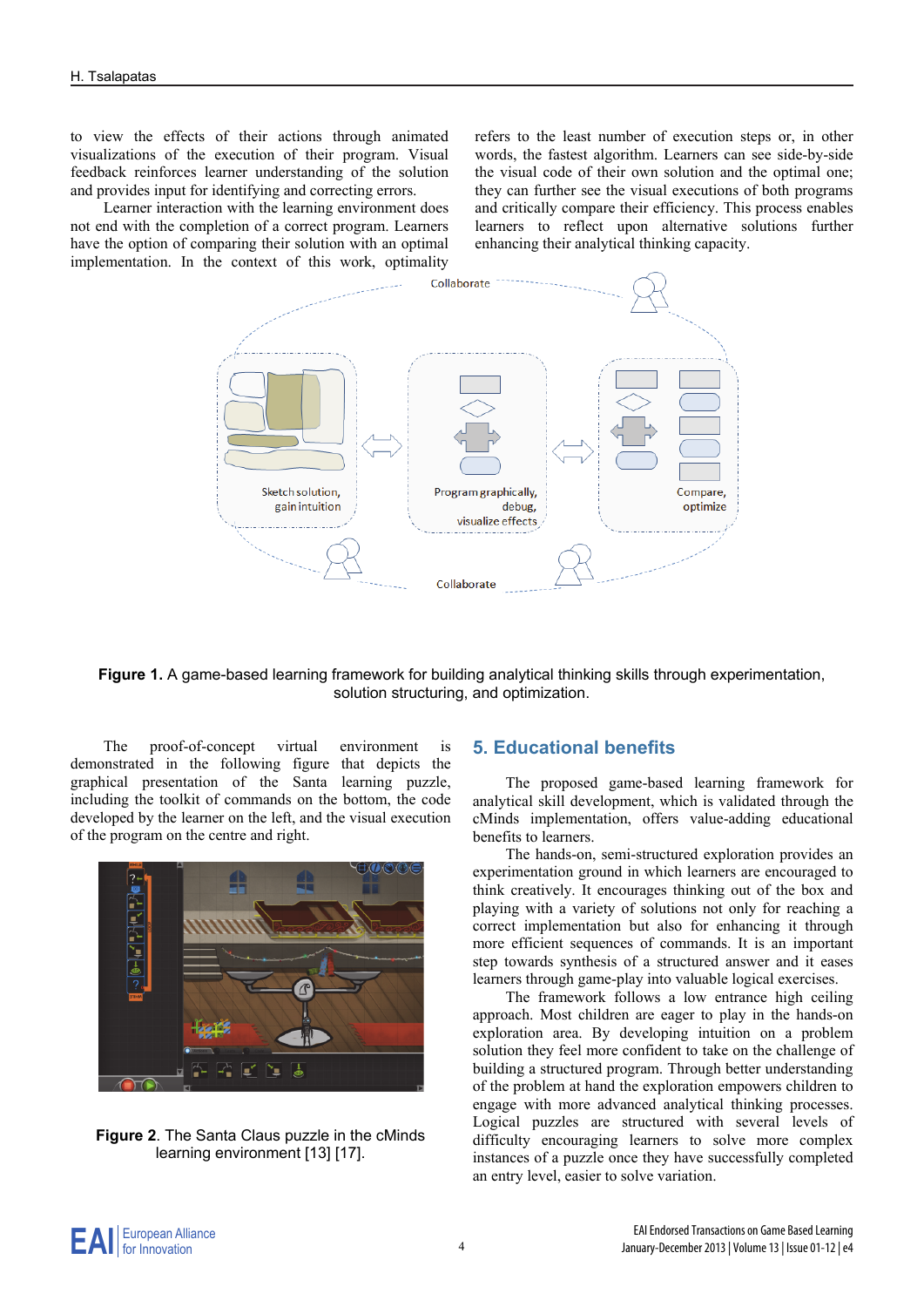to view the effects of their actions through animated visualizations of the execution of their program. Visual feedback reinforces learner understanding of the solution and provides input for identifying and correcting errors.

Learner interaction with the learning environment does not end with the completion of a correct program. Learners have the option of comparing their solution with an optimal implementation. In the context of this work, optimality refers to the least number of execution steps or, in other words, the fastest algorithm. Learners can see side-by-side the visual code of their own solution and the optimal one; they can further see the visual executions of both programs and critically compare their efficiency. This process enables learners to reflect upon alternative solutions further enhancing their analytical thinking capacity.

**Figure 1.** A game-based learning framework for building analytical thinking skills through experimentation, solution structuring, and optimization.

The proof-of-concept virtual environment is demonstrated in the following figure that depicts the graphical presentation of the Santa learning puzzle, including the toolkit of commands on the bottom, the code developed by the learner on the left, and the visual execution of the program on the centre and right.

**Figure 2**. The Santa Claus puzzle in the cMinds learning environment [13] [17].

## 5. Educational benefits

The proposed game-based learning framework for analytical skill development, which is validated through the cMinds implementation, offers value-adding educational benefits to learners.

The hands-on, semi-structured exploration provides an experimentation ground in which learners are encouraged to think creatively. It encourages thinking out of the box and playing with a variety of solutions not only for reaching a correct implementation but also for enhancing it through more efficient sequences of commands. It is an important step towards synthesis of a structured answer and it eases learners through game-play into valuable logical exercises.

The framework follows a low entrance high ceiling approach. Most children are eager to play in the hands-on exploration area. By developing intuition on a problem solution they feel more confident to take on the challenge of building a structured program. Through better understanding of the problem at hand the exploration empowers children to engage with more advanced analytical thinking processes. Logical puzzles are structured with several levels of difficulty encouraging learners to solve more complex instances of a puzzle once they have successfully completed an entry level, easier to solve variation.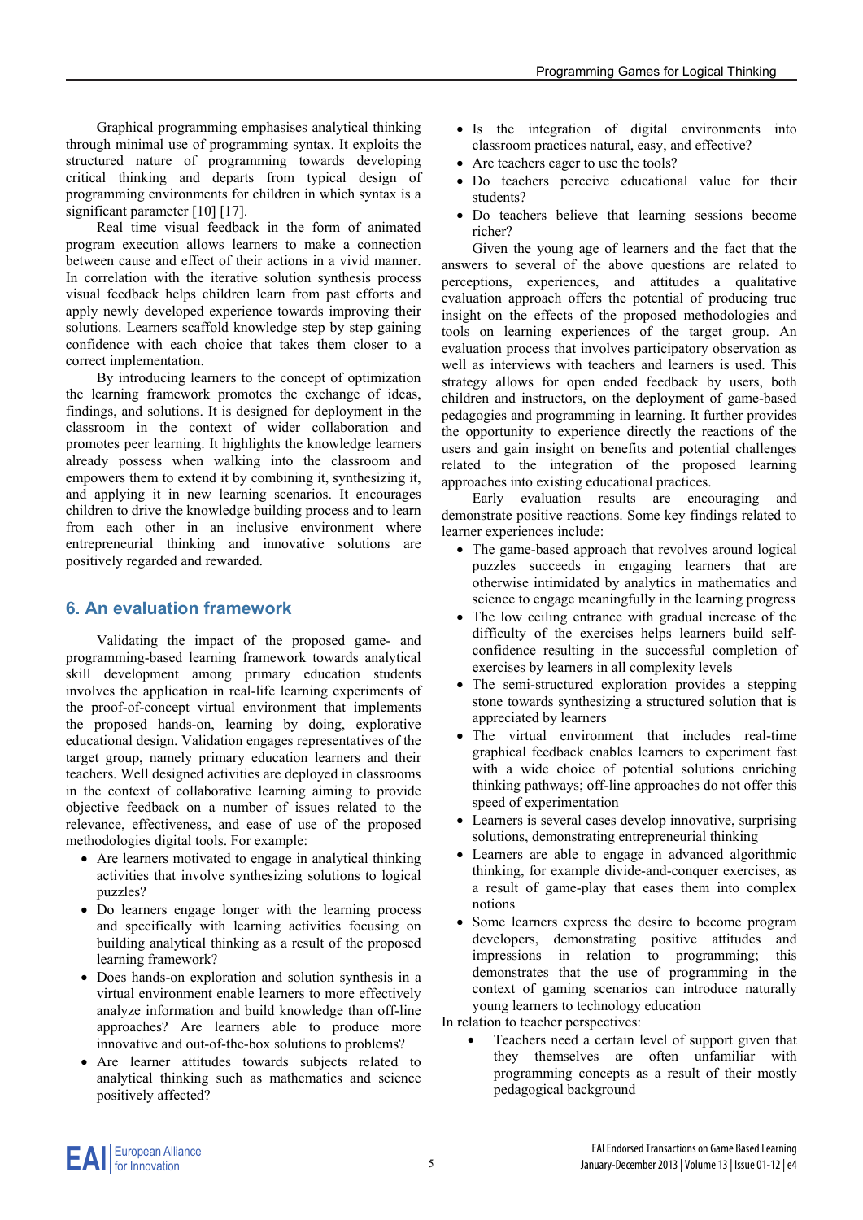Graphical programming emphasises analytical thinking through minimal use of programming syntax. It exploits the structured nature of programming towards developing critical thinking and departs from typical design of programming environments for children in which syntax is a significant parameter [10] [17].

Real time visual feedback in the form of animated program execution allows learners to make a connection between cause and effect of their actions in a vivid manner. In correlation with the iterative solution synthesis process visual feedback helps children learn from past efforts and apply newly developed experience towards improving their solutions. Learners scaffold knowledge step by step gaining confidence with each choice that takes them closer to a correct implementation.

By introducing learners to the concept of optimization the learning framework promotes the exchange of ideas, findings, and solutions. It is designed for deployment in the classroom in the context of wider collaboration and promotes peer learning. It highlights the knowledge learners already possess when walking into the classroom and empowers them to extend it by combining it, synthesizing it, and applying it in new learning scenarios. It encourages children to drive the knowledge building process and to learn from each other in an inclusive environment where entrepreneurial thinking and innovative solutions are positively regarded and rewarded.

## 6. An evaluation framework

Validating the impact of the proposed game- and programming-based learning framework towards analytical skill development among primary education students involves the application in real-life learning experiments of the proof-of-concept virtual environment that implements the proposed hands-on, learning by doing, explorative educational design. Validation engages representatives of the target group, namely primary education learners and their teachers. Well designed activities are deployed in classrooms in the context of collaborative learning aiming to provide objective feedback on a number of issues related to the relevance, effectiveness, and ease of use of the proposed methodologies digital tools. For example:

- Are learners motivated to engage in analytical thinking activities that involve synthesizing solutions to logical puzzles?
- Do learners engage longer with the learning process and specifically with learning activities focusing on building analytical thinking as a result of the proposed learning framework?
- Does hands-on exploration and solution synthesis in a virtual environment enable learners to more effectively analyze information and build knowledge than off-line approaches? Are learners able to produce more innovative and out-of-the-box solutions to problems?
- Are learner attitudes towards subjects related to analytical thinking such as mathematics and science positively affected?
- Is the integration of digital environments into classroom practices natural, easy, and effective?
- Are teachers eager to use the tools?
- Do teachers perceive educational value for their students?
- Do teachers believe that learning sessions become richer?

Given the young age of learners and the fact that the answers to several of the above questions are related to perceptions, experiences, and attitudes a qualitative evaluation approach offers the potential of producing true insight on the effects of the proposed methodologies and tools on learning experiences of the target group. An evaluation process that involves participatory observation as well as interviews with teachers and learners is used. This strategy allows for open ended feedback by users, both children and instructors, on the deployment of game-based pedagogies and programming in learning. It further provides the opportunity to experience directly the reactions of the users and gain insight on benefits and potential challenges related to the integration of the proposed learning approaches into existing educational practices.

Early evaluation results are encouraging and demonstrate positive reactions. Some key findings related to learner experiences include:

- The game-based approach that revolves around logical puzzles succeeds in engaging learners that are otherwise intimidated by analytics in mathematics and science to engage meaningfully in the learning progress
- The low ceiling entrance with gradual increase of the difficulty of the exercises helps learners build self-confidence resulting in the successful completion of exercises by learners in all complexity levels
- The semi-structured exploration provides a stepping stone towards synthesizing a structured solution that is appreciated by learners
- The virtual environment that includes real-time graphical feedback enables learners to experiment fast with a wide choice of potential solutions enriching thinking pathways; off-line approaches do not offer this speed of experimentation
- Learners is several cases develop innovative, surprising solutions, demonstrating entrepreneurial thinking
- Learners are able to engage in advanced algorithmic thinking, for example divide-and-conquer exercises, as a result of game-play that eases them into complex notions
- Some learners express the desire to become program developers, demonstrating positive attitudes and impressions in relation to programming; this demonstrates that the use of programming in the context of gaming scenarios can introduce naturally young learners to technology education

In relation to teacher perspectives:

- Teachers need a certain level of support given that they themselves are often unfamiliar with programming concepts as a result of their mostly pedagogical background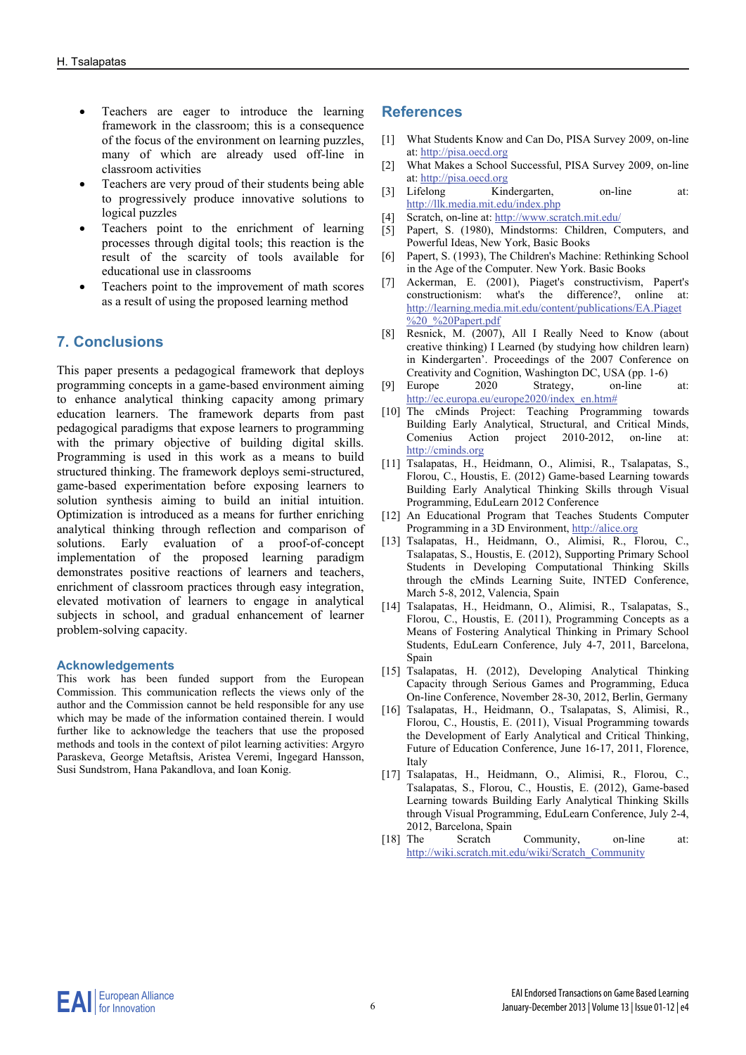- Teachers are eager to introduce the learning framework in the classroom; this is a consequence of the focus of the environment on learning puzzles, many of which are already used off-line in classroom activities
- Teachers are very proud of their students being able to progressively produce innovative solutions to logical puzzles
- Teachers point to the enrichment of learning processes through digital tools; this reaction is the result of the scarcity of tools available for educational use in classrooms
- Teachers point to the improvement of math scores as a result of using the proposed learning method

## 7. Conclusions

This paper presents a pedagogical framework that deploys programming concepts in a game-based environment aiming to enhance analytical thinking capacity among primary education learners. The framework departs from past pedagogical paradigms that expose learners to programming with the primary objective of building digital skills. Programming is used in this work as a means to build structured thinking. The framework deploys semi-structured, game-based experimentation before exposing learners to solution synthesis aiming to build an initial intuition. Optimization is introduced as a means for further enriching analytical thinking through reflection and comparison of solutions. Early evaluation of a proof-of-concept implementation of the proposed learning paradigm demonstrates positive reactions of learners and teachers, enrichment of classroom practices through easy integration, elevated motivation of learners to engage in analytical subjects in school, and gradual enhancement of learner problem-solving capacity.

### Acknowledgements

This work has been funded support from the European Commission. This communication reflects the views only of the author and the Commission cannot be held responsible for any use which may be made of the information contained therein. I would further like to acknowledge the teachers that use the proposed methods and tools in the context of pilot learning activities: Argyro Paraskeva, George Metaftsis, Aristea Veremi, Ingegard Hansson, Susi Sundstrom, Hana Pakandlova, and Ioan Konig.

## References

[1] What Students Know and Can Do, PISA Survey 2009, on-line at: http://pisa.oecd.org

[2] What Makes a School Successful, PISA Survey 2009, on-line at: http://pisa.oecd.org

[3] Lifelong Kindergarten, on-line at: http://llk.media.mit.edu/index.php

[4] Scratch, on-line at: http://www.scratch.mit.edu/

[5] Papert, S. (1980), Mindstorms: Children, Computers, and Powerful Ideas, New York, Basic Books

[6] Papert, S. (1993), The Children's Machine: Rethinking School in the Age of the Computer. New York. Basic Books

[7] Ackerman, E. (2001), Piaget's constructivism, Papert's constructionism: what's the difference?, online at: http://learning.media.mit.edu/content/publications/EA.Piaget%20_%20Papert.pdf

[8] Resnick, M. (2007), All I Really Need to Know (about creative thinking) I Learned (by studying how children learn) in Kindergarten'. Proceedings of the 2007 Conference on Creativity and Cognition, Washington DC, USA (pp. 1-6)

[9] Europe 2020 Strategy, on-line at: http://ec.europa.eu/europe2020/index_en.htm#

[10] The cMinds Project: Teaching Programming towards Building Early Analytical, Structural, and Critical Minds, Comenius Action project 2010-2012, on-line at: http://cminds.org

[11] Tsalapatas, H., Heidmann, O., Alimisi, R., Tsalapatas, S., Florou, C., Houstis, E. (2012) Game-based Learning towards Building Early Analytical Thinking Skills through Visual Programming, EduLearn 2012 Conference

[12] An Educational Program that Teaches Students Computer Programming in a 3D Environment, http://alice.org

[13] Tsalapatas, H., Heidmann, O., Alimisi, R., Florou, C., Tsalapatas, S., Houstis, E. (2012), Supporting Primary School Students in Developing Computational Thinking Skills through the cMinds Learning Suite, INTED Conference, March 5-8, 2012, Valencia, Spain

[14] Tsalapatas, H., Heidmann, O., Alimisi, R., Tsalapatas, S., Florou, C., Houstis, E. (2011), Programming Concepts as a Means of Fostering Analytical Thinking in Primary School Students, EduLearn Conference, July 4-7, 2011, Barcelona, Spain

[15] Tsalapatas, H. (2012), Developing Analytical Thinking Capacity through Serious Games and Programming, Educa On-line Conference, November 28-30, 2012, Berlin, Germany

[16] Tsalapatas, H., Heidmann, O., Tsalapatas, S, Alimisi, R., Florou, C., Houstis, E. (2011), Visual Programming towards the Development of Early Analytical and Critical Thinking, Future of Education Conference, June 16-17, 2011, Florence, Italy

[17] Tsalapatas, H., Heidmann, O., Alimisi, R., Florou, C., Tsalapatas, S., Florou, C., Houstis, E. (2012), Game-based Learning towards Building Early Analytical Thinking Skills through Visual Programming, EduLearn Conference, July 2-4, 2012, Barcelona, Spain

[18] The Scratch Community, on-line at: http://wiki.scratch.mit.edu/wiki/Scratch_Community